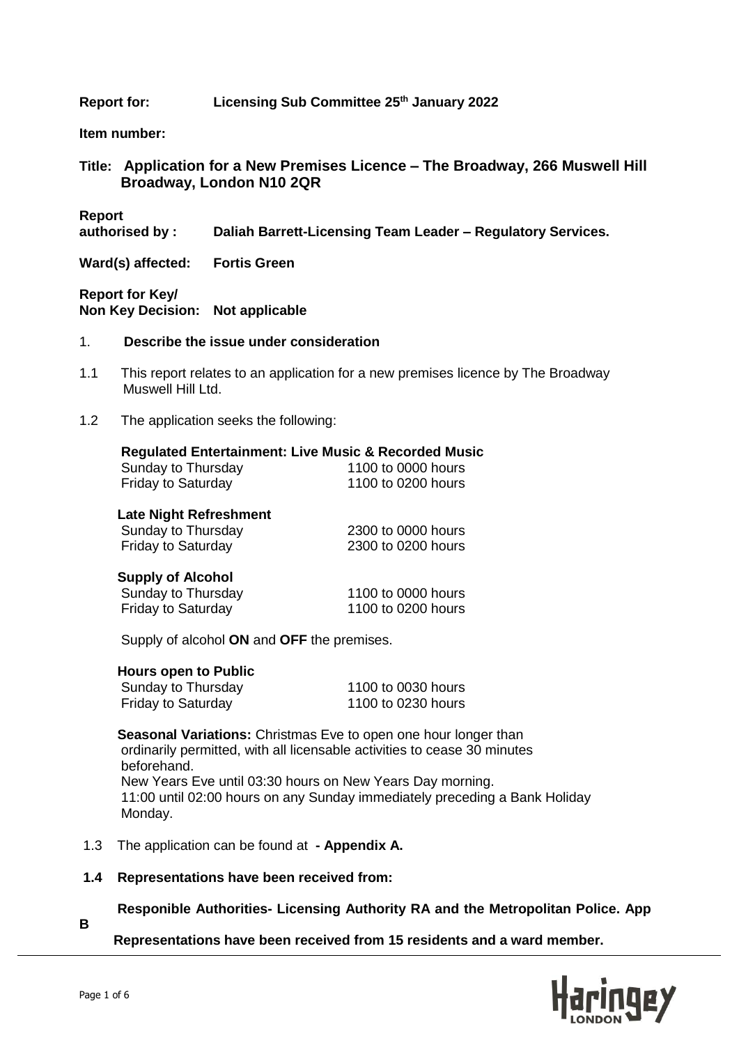**Report for:** **Licensing Sub Committee 25th January 2022**

**Item number:**

**Title: Application for a New Premises Licence – The Broadway, 266 Muswell Hill Broadway, London N10 2QR**

**Report authorised by :** **Daliah Barrett-Licensing Team Leader – Regulatory Services.**

**Ward(s) affected:** **Fortis Green**

**Report for Key/ Non Key Decision:** **Not applicable**

1. **Describe the issue under consideration**

1.1 This report relates to an application for a new premises licence by The Broadway Muswell Hill Ltd.

1.2 The application seeks the following:

**Regulated Entertainment: Live Music & Recorded Music**

| | |
|---|---|
| Sunday to Thursday | 1100 to 0000 hours |
| Friday to Saturday | 1100 to 0200 hours |

**Late Night Refreshment**

| | |
|---|---|
| Sunday to Thursday | 2300 to 0000 hours |
| Friday to Saturday | 2300 to 0200 hours |

**Supply of Alcohol**

| | |
|---|---|
| Sunday to Thursday | 1100 to 0000 hours |
| Friday to Saturday | 1100 to 0200 hours |

Supply of alcohol **ON** and **OFF** the premises.

**Hours open to Public**

| | |
|---|---|
| Sunday to Thursday | 1100 to 0030 hours |
| Friday to Saturday | 1100 to 0230 hours |

**Seasonal Variations:** Christmas Eve to open one hour longer than ordinarily permitted, with all licensable activities to cease 30 minutes beforehand.
New Years Eve until 03:30 hours on New Years Day morning.
11:00 until 02:00 hours on any Sunday immediately preceding a Bank Holiday Monday.

1.3 The application can be found at **- Appendix A.**

**1.4 Representations have been received from:**

**Responible Authorities- Licensing Authority RA and the Metropolitan Police. App B**

**Representations have been received from 15 residents and a ward member.**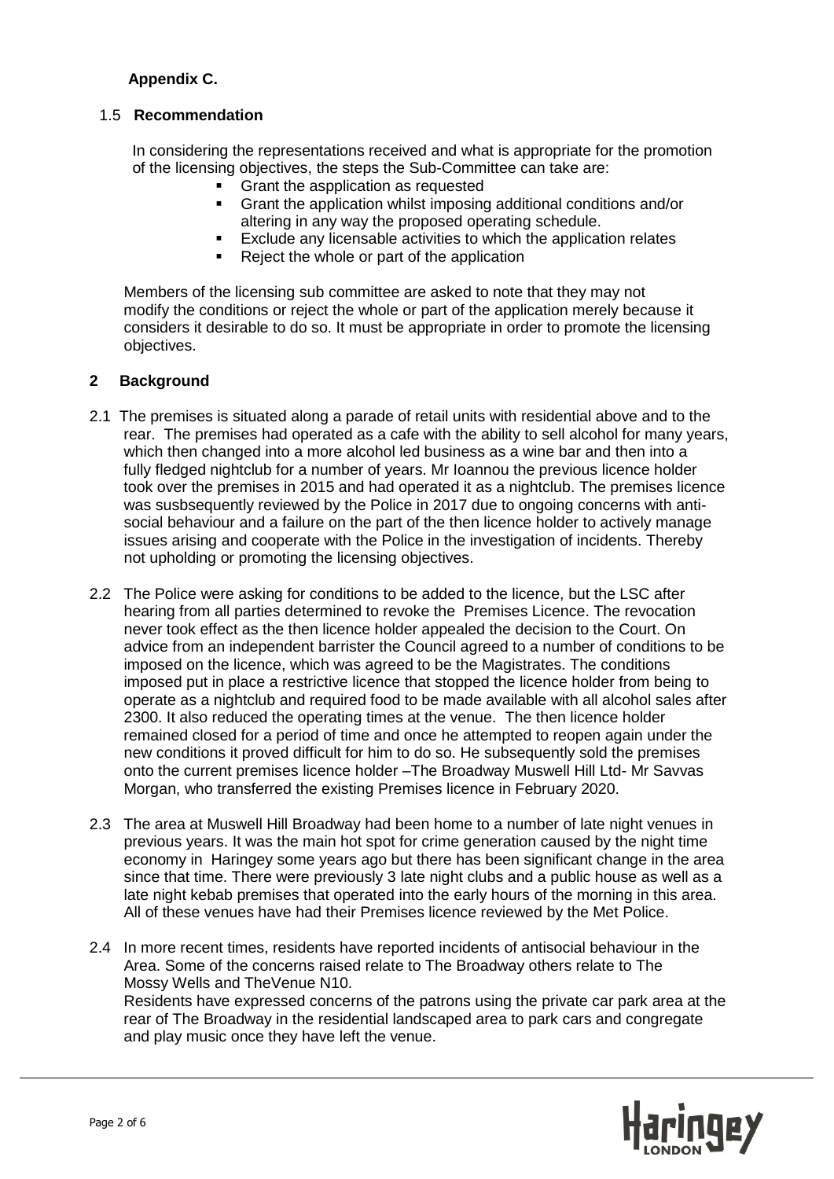**Appendix C.**

### 1.5 Recommendation

In considering the representations received and what is appropriate for the promotion of the licensing objectives, the steps the Sub-Committee can take are:

- Grant the aspplication as requested
- Grant the application whilst imposing additional conditions and/or altering in any way the proposed operating schedule.
- Exclude any licensable activities to which the application relates
- Reject the whole or part of the application

Members of the licensing sub committee are asked to note that they may not modify the conditions or reject the whole or part of the application merely because it considers it desirable to do so. It must be appropriate in order to promote the licensing objectives.

## 2 Background

2.1 The premises is situated along a parade of retail units with residential above and to the rear. The premises had operated as a cafe with the ability to sell alcohol for many years, which then changed into a more alcohol led business as a wine bar and then into a fully fledged nightclub for a number of years. Mr Ioannou the previous licence holder took over the premises in 2015 and had operated it as a nightclub. The premises licence was susbsequently reviewed by the Police in 2017 due to ongoing concerns with anti-social behaviour and a failure on the part of the then licence holder to actively manage issues arising and cooperate with the Police in the investigation of incidents. Thereby not upholding or promoting the licensing objectives.

2.2 The Police were asking for conditions to be added to the licence, but the LSC after hearing from all parties determined to revoke the Premises Licence. The revocation never took effect as the then licence holder appealed the decision to the Court. On advice from an independent barrister the Council agreed to a number of conditions to be imposed on the licence, which was agreed to be the Magistrates. The conditions imposed put in place a restrictive licence that stopped the licence holder from being to operate as a nightclub and required food to be made available with all alcohol sales after 2300. It also reduced the operating times at the venue. The then licence holder remained closed for a period of time and once he attempted to reopen again under the new conditions it proved difficult for him to do so. He subsequently sold the premises onto the current premises licence holder –The Broadway Muswell Hill Ltd- Mr Savvas Morgan, who transferred the existing Premises licence in February 2020.

2.3 The area at Muswell Hill Broadway had been home to a number of late night venues in previous years. It was the main hot spot for crime generation caused by the night time economy in Haringey some years ago but there has been significant change in the area since that time. There were previously 3 late night clubs and a public house as well as a late night kebab premises that operated into the early hours of the morning in this area. All of these venues have had their Premises licence reviewed by the Met Police.

2.4 In more recent times, residents have reported incidents of antisocial behaviour in the Area. Some of the concerns raised relate to The Broadway others relate to The Mossy Wells and TheVenue N10.
Residents have expressed concerns of the patrons using the private car park area at the rear of The Broadway in the residential landscaped area to park cars and congregate and play music once they have left the venue.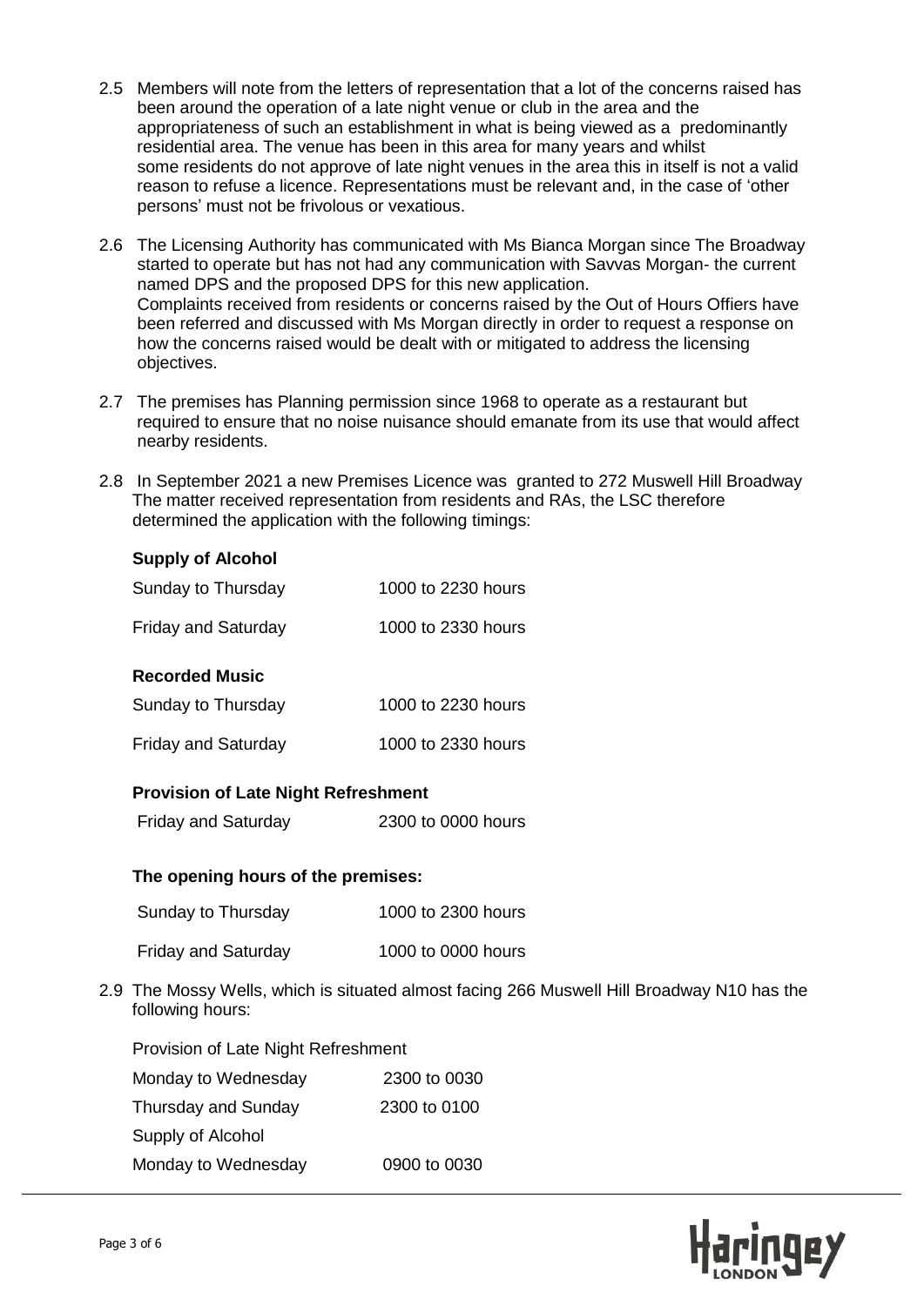2.5 Members will note from the letters of representation that a lot of the concerns raised has been around the operation of a late night venue or club in the area and the appropriateness of such an establishment in what is being viewed as a predominantly residential area. The venue has been in this area for many years and whilst some residents do not approve of late night venues in the area this in itself is not a valid reason to refuse a licence. Representations must be relevant and, in the case of 'other persons' must not be frivolous or vexatious.

2.6 The Licensing Authority has communicated with Ms Bianca Morgan since The Broadway started to operate but has not had any communication with Savvas Morgan- the current named DPS and the proposed DPS for this new application. Complaints received from residents or concerns raised by the Out of Hours Offiers have been referred and discussed with Ms Morgan directly in order to request a response on how the concerns raised would be dealt with or mitigated to address the licensing objectives.

2.7 The premises has Planning permission since 1968 to operate as a restaurant but required to ensure that no noise nuisance should emanate from its use that would affect nearby residents.

2.8 In September 2021 a new Premises Licence was granted to 272 Muswell Hill Broadway The matter received representation from residents and RAs, the LSC therefore determined the application with the following timings:

**Supply of Alcohol**

| | |
|---|---|
| Sunday to Thursday | 1000 to 2230 hours |
| Friday and Saturday | 1000 to 2330 hours |

**Recorded Music**

| | |
|---|---|
| Sunday to Thursday | 1000 to 2230 hours |
| Friday and Saturday | 1000 to 2330 hours |

**Provision of Late Night Refreshment**

| | |
|---|---|
| Friday and Saturday | 2300 to 0000 hours |

**The opening hours of the premises:**

| | |
|---|---|
| Sunday to Thursday | 1000 to 2300 hours |
| Friday and Saturday | 1000 to 0000 hours |

2.9 The Mossy Wells, which is situated almost facing 266 Muswell Hill Broadway N10 has the following hours:

Provision of Late Night Refreshment

| | |
|---|---|
| Monday to Wednesday | 2300 to 0030 |
| Thursday and Sunday | 2300 to 0100 |

Supply of Alcohol

| | |
|---|---|
| Monday to Wednesday | 0900 to 0030 |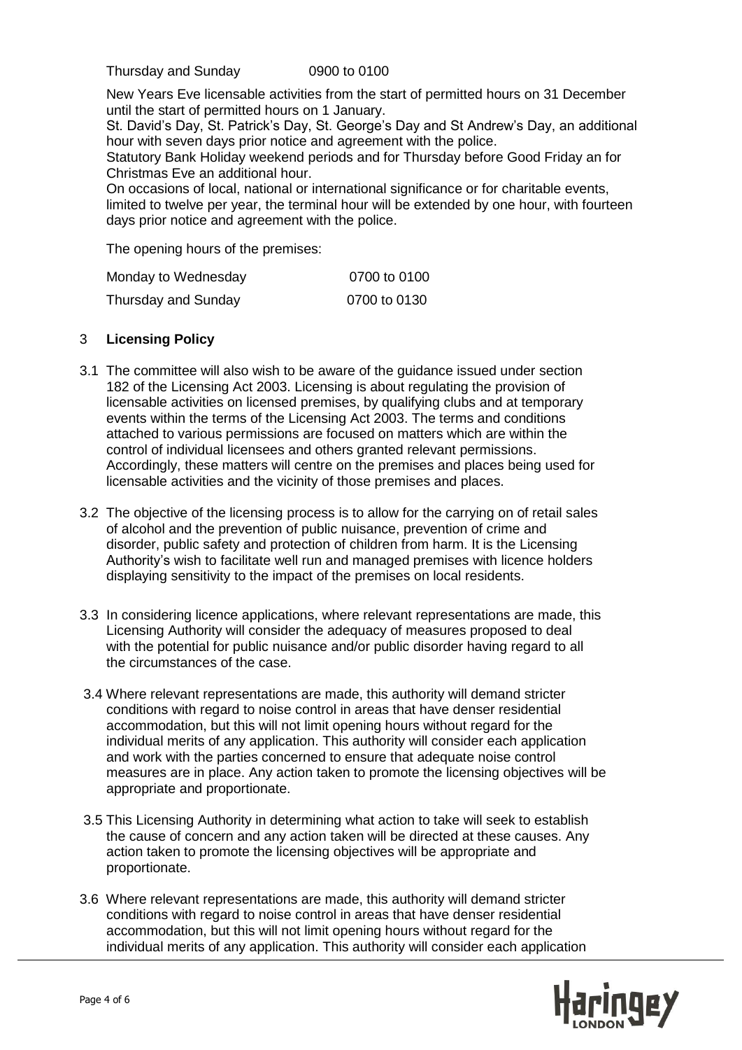| | |
|---|---|
| Thursday and Sunday | 0900 to 0100 |

New Years Eve licensable activities from the start of permitted hours on 31 December until the start of permitted hours on 1 January.

St. David's Day, St. Patrick's Day, St. George's Day and St Andrew's Day, an additional hour with seven days prior notice and agreement with the police.

Statutory Bank Holiday weekend periods and for Thursday before Good Friday an for Christmas Eve an additional hour.

On occasions of local, national or international significance or for charitable events, limited to twelve per year, the terminal hour will be extended by one hour, with fourteen days prior notice and agreement with the police.

The opening hours of the premises:

| | |
|---|---|
| Monday to Wednesday | 0700 to 0100 |
| Thursday and Sunday | 0700 to 0130 |

## 3 Licensing Policy

3.1 The committee will also wish to be aware of the guidance issued under section 182 of the Licensing Act 2003. Licensing is about regulating the provision of licensable activities on licensed premises, by qualifying clubs and at temporary events within the terms of the Licensing Act 2003. The terms and conditions attached to various permissions are focused on matters which are within the control of individual licensees and others granted relevant permissions. Accordingly, these matters will centre on the premises and places being used for licensable activities and the vicinity of those premises and places.

3.2 The objective of the licensing process is to allow for the carrying on of retail sales of alcohol and the prevention of public nuisance, prevention of crime and disorder, public safety and protection of children from harm. It is the Licensing Authority's wish to facilitate well run and managed premises with licence holders displaying sensitivity to the impact of the premises on local residents.

3.3 In considering licence applications, where relevant representations are made, this Licensing Authority will consider the adequacy of measures proposed to deal with the potential for public nuisance and/or public disorder having regard to all the circumstances of the case.

3.4 Where relevant representations are made, this authority will demand stricter conditions with regard to noise control in areas that have denser residential accommodation, but this will not limit opening hours without regard for the individual merits of any application. This authority will consider each application and work with the parties concerned to ensure that adequate noise control measures are in place. Any action taken to promote the licensing objectives will be appropriate and proportionate.

3.5 This Licensing Authority in determining what action to take will seek to establish the cause of concern and any action taken will be directed at these causes. Any action taken to promote the licensing objectives will be appropriate and proportionate.

3.6 Where relevant representations are made, this authority will demand stricter conditions with regard to noise control in areas that have denser residential accommodation, but this will not limit opening hours without regard for the individual merits of any application. This authority will consider each application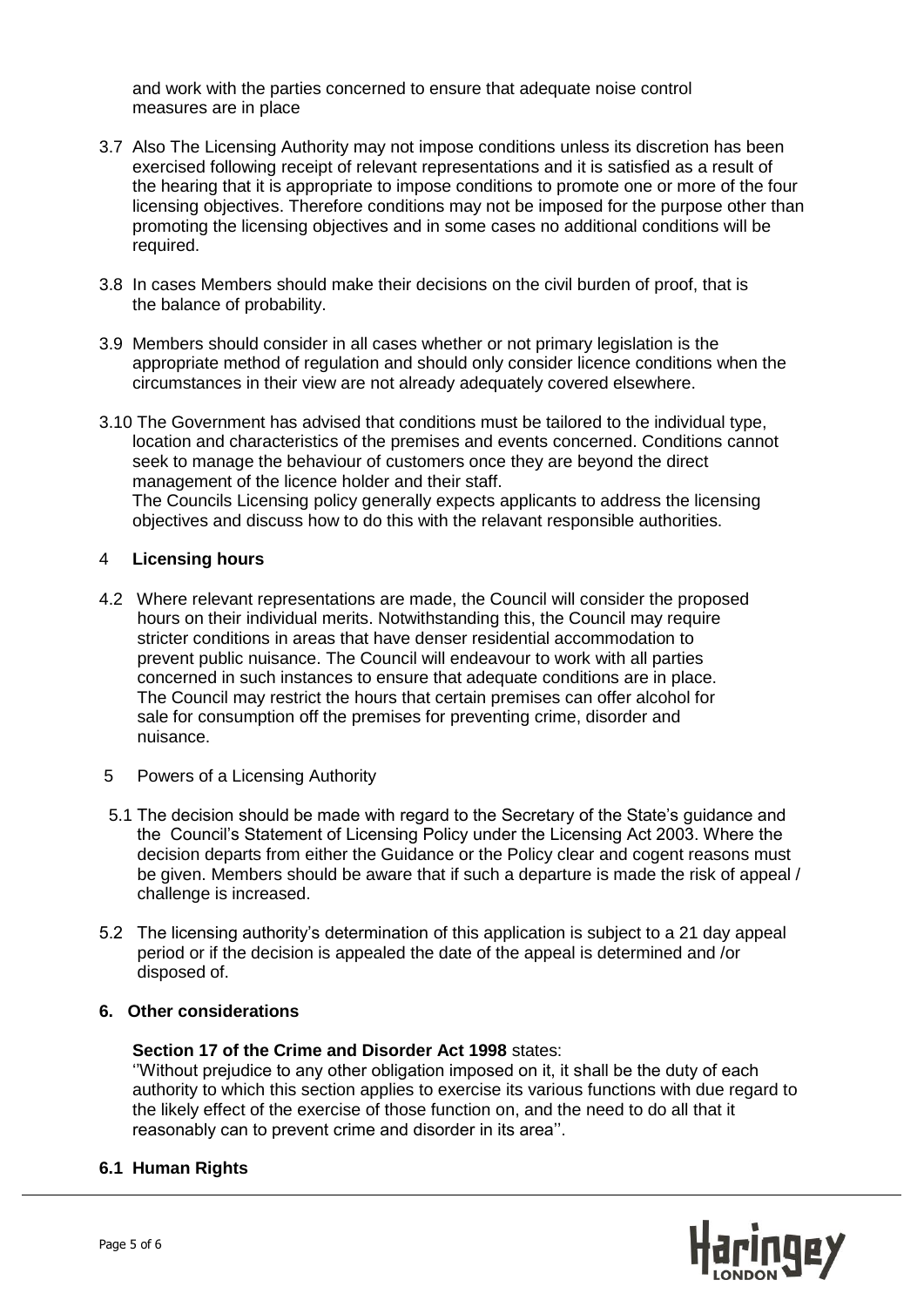and work with the parties concerned to ensure that adequate noise control measures are in place

3.7 Also The Licensing Authority may not impose conditions unless its discretion has been exercised following receipt of relevant representations and it is satisfied as a result of the hearing that it is appropriate to impose conditions to promote one or more of the four licensing objectives. Therefore conditions may not be imposed for the purpose other than promoting the licensing objectives and in some cases no additional conditions will be required.

3.8 In cases Members should make their decisions on the civil burden of proof, that is the balance of probability.

3.9 Members should consider in all cases whether or not primary legislation is the appropriate method of regulation and should only consider licence conditions when the circumstances in their view are not already adequately covered elsewhere.

3.10 The Government has advised that conditions must be tailored to the individual type, location and characteristics of the premises and events concerned. Conditions cannot seek to manage the behaviour of customers once they are beyond the direct management of the licence holder and their staff.
The Councils Licensing policy generally expects applicants to address the licensing objectives and discuss how to do this with the relavant responsible authorities.

## 4 Licensing hours

4.2 Where relevant representations are made, the Council will consider the proposed hours on their individual merits. Notwithstanding this, the Council may require stricter conditions in areas that have denser residential accommodation to prevent public nuisance. The Council will endeavour to work with all parties concerned in such instances to ensure that adequate conditions are in place. The Council may restrict the hours that certain premises can offer alcohol for sale for consumption off the premises for preventing crime, disorder and nuisance.

5 Powers of a Licensing Authority

5.1 The decision should be made with regard to the Secretary of the State's guidance and the Council's Statement of Licensing Policy under the Licensing Act 2003. Where the decision departs from either the Guidance or the Policy clear and cogent reasons must be given. Members should be aware that if such a departure is made the risk of appeal / challenge is increased.

5.2 The licensing authority's determination of this application is subject to a 21 day appeal period or if the decision is appealed the date of the appeal is determined and /or disposed of.

## 6. Other considerations

**Section 17 of the Crime and Disorder Act 1998** states:
''Without prejudice to any other obligation imposed on it, it shall be the duty of each authority to which this section applies to exercise its various functions with due regard to the likely effect of the exercise of those function on, and the need to do all that it reasonably can to prevent crime and disorder in its area''.

### 6.1 Human Rights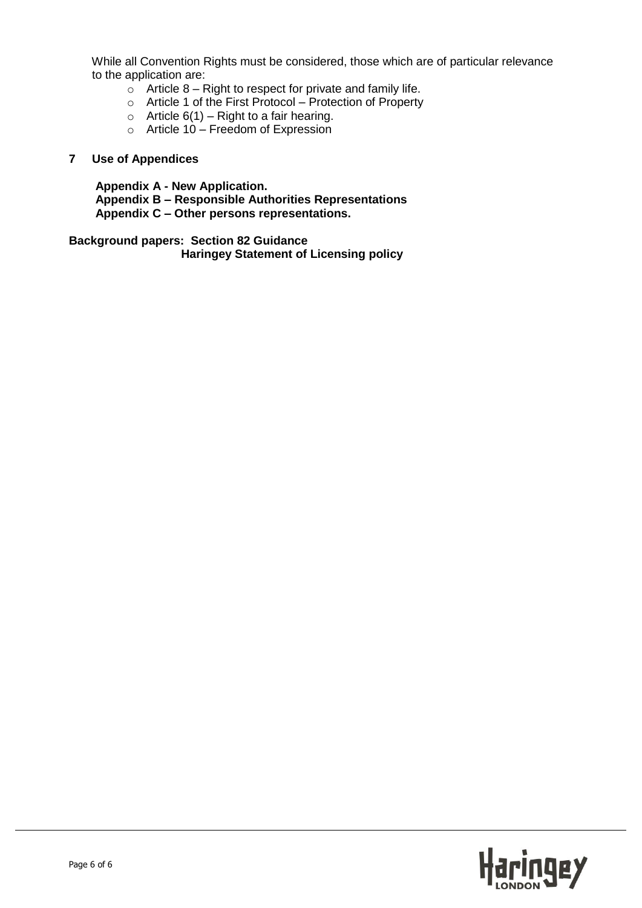While all Convention Rights must be considered, those which are of particular relevance to the application are:

- Article 8 – Right to respect for private and family life.
- Article 1 of the First Protocol – Protection of Property
- Article 6(1) – Right to a fair hearing.
- Article 10 – Freedom of Expression

## 7 Use of Appendices

**Appendix A - New Application.**
**Appendix B – Responsible Authorities Representations**
**Appendix C – Other persons representations.**

**Background papers: Section 82 Guidance**
**Haringey Statement of Licensing policy**